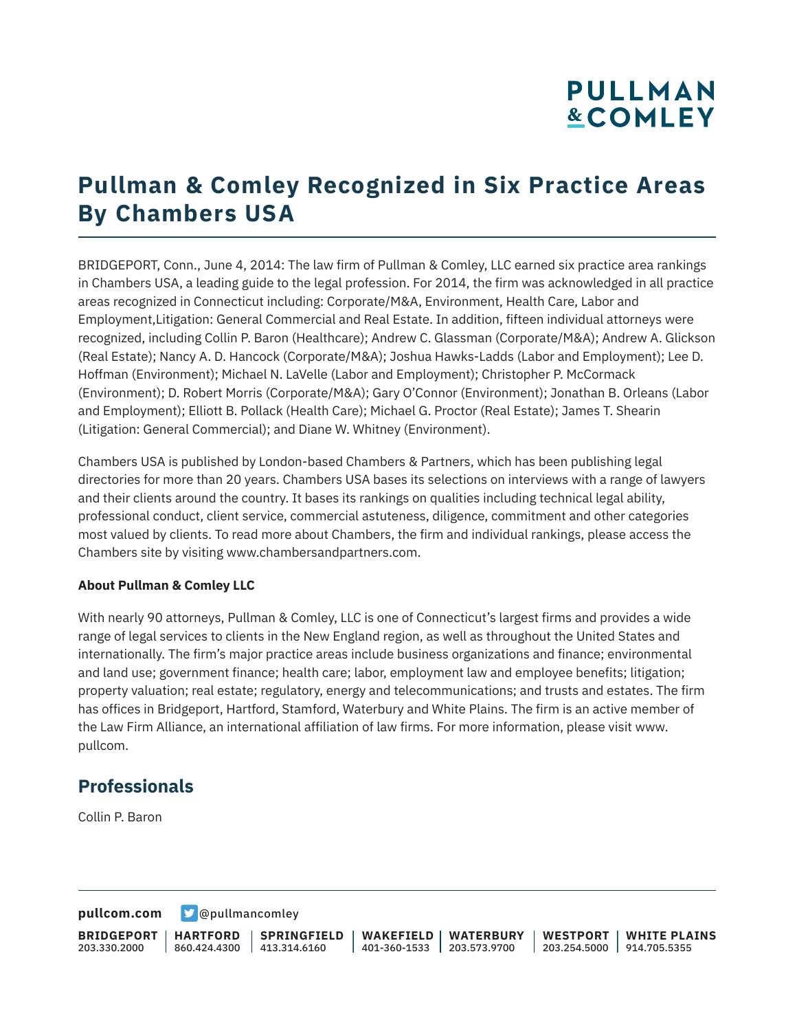# Pullman & Comley Recognized in Six Practice Areas By Chambers USA

BRIDGEPORT, Conn., June 4, 2014: The law firm of Pullman & Comley, LLC earned six practice area rankings in Chambers USA, a leading guide to the legal profession. For 2014, the firm was acknowledged in all practice areas recognized in Connecticut including: Corporate/M&A, Environment, Health Care, Labor and Employment,Litigation: General Commercial and Real Estate. In addition, fifteen individual attorneys were recognized, including Collin P. Baron (Healthcare); Andrew C. Glassman (Corporate/M&A); Andrew A. Glickson (Real Estate); Nancy A. D. Hancock (Corporate/M&A); Joshua Hawks-Ladds (Labor and Employment); Lee D. Hoffman (Environment); Michael N. LaVelle (Labor and Employment); Christopher P. McCormack (Environment); D. Robert Morris (Corporate/M&A); Gary O'Connor (Environment); Jonathan B. Orleans (Labor and Employment); Elliott B. Pollack (Health Care); Michael G. Proctor (Real Estate); James T. Shearin (Litigation: General Commercial); and Diane W. Whitney (Environment).

Chambers USA is published by London-based Chambers & Partners, which has been publishing legal directories for more than 20 years. Chambers USA bases its selections on interviews with a range of lawyers and their clients around the country. It bases its rankings on qualities including technical legal ability, professional conduct, client service, commercial astuteness, diligence, commitment and other categories most valued by clients. To read more about Chambers, the firm and individual rankings, please access the Chambers site by visiting www.chambersandpartners.com.

**About Pullman & Comley LLC**

With nearly 90 attorneys, Pullman & Comley, LLC is one of Connecticut's largest firms and provides a wide range of legal services to clients in the New England region, as well as throughout the United States and internationally. The firm's major practice areas include business organizations and finance; environmental and land use; government finance; health care; labor, employment law and employee benefits; litigation; property valuation; real estate; regulatory, energy and telecommunications; and trusts and estates. The firm has offices in Bridgeport, Hartford, Stamford, Waterbury and White Plains. The firm is an active member of the Law Firm Alliance, an international affiliation of law firms. For more information, please visit www. pullcom.

## Professionals

Collin P. Baron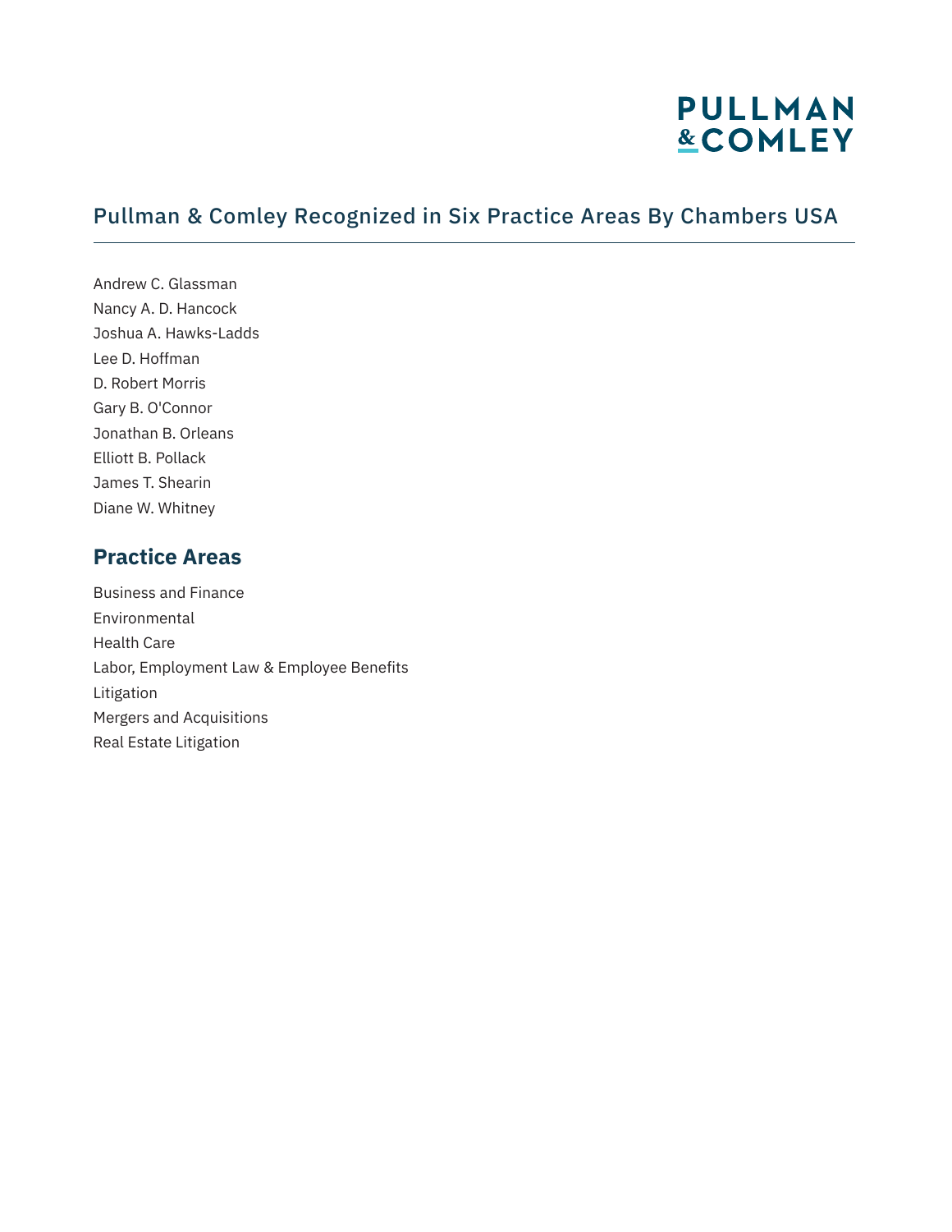# Pullman & Comley Recognized in Six Practice Areas By Chambers USA

Andrew C. Glassman
Nancy A. D. Hancock
Joshua A. Hawks-Ladds
Lee D. Hoffman
D. Robert Morris
Gary B. O'Connor
Jonathan B. Orleans
Elliott B. Pollack
James T. Shearin
Diane W. Whitney

## Practice Areas

Business and Finance
Environmental
Health Care
Labor, Employment Law & Employee Benefits
Litigation
Mergers and Acquisitions
Real Estate Litigation